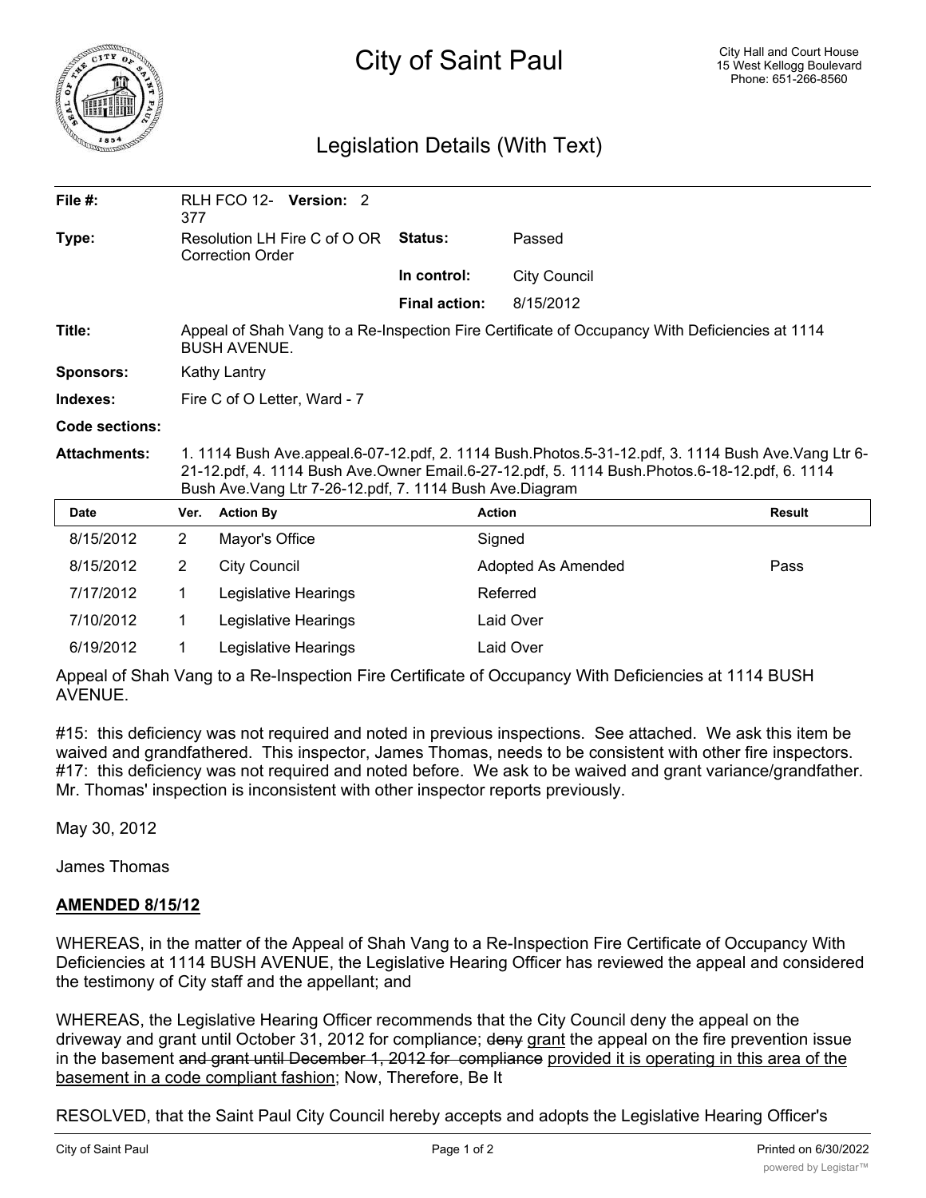# City of Saint Paul

City Hall and Court House
15 West Kellogg Boulevard
Phone: 651-266-8560

## Legislation Details (With Text)

| | | | |
|---|---|---|---|
| **File #:** | RLH FCO 12-377 **Version:** 2 | | |
| **Type:** | Resolution LH Fire C of O OR Correction Order | **Status:** | Passed |
| | | **In control:** | City Council |
| | | **Final action:** | 8/15/2012 |
| **Title:** | Appeal of Shah Vang to a Re-Inspection Fire Certificate of Occupancy With Deficiencies at 1114 BUSH AVENUE. | | |
| **Sponsors:** | Kathy Lantry | | |
| **Indexes:** | Fire C of O Letter, Ward - 7 | | |
| **Code sections:** | | | |
| **Attachments:** | 1. 1114 Bush Ave.appeal.6-07-12.pdf, 2. 1114 Bush.Photos.5-31-12.pdf, 3. 1114 Bush Ave.Vang Ltr 6-21-12.pdf, 4. 1114 Bush Ave.Owner Email.6-27-12.pdf, 5. 1114 Bush.Photos.6-18-12.pdf, 6. 1114 Bush Ave.Vang Ltr 7-26-12.pdf, 7. 1114 Bush Ave.Diagram | | |

| Date | Ver. | Action By | Action | Result |
|---|---|---|---|---|
| 8/15/2012 | 2 | Mayor's Office | Signed | |
| 8/15/2012 | 2 | City Council | Adopted As Amended | Pass |
| 7/17/2012 | 1 | Legislative Hearings | Referred | |
| 7/10/2012 | 1 | Legislative Hearings | Laid Over | |
| 6/19/2012 | 1 | Legislative Hearings | Laid Over | |

Appeal of Shah Vang to a Re-Inspection Fire Certificate of Occupancy With Deficiencies at 1114 BUSH AVENUE.

#15: this deficiency was not required and noted in previous inspections. See attached. We ask this item be waived and grandfathered. This inspector, James Thomas, needs to be consistent with other fire inspectors. #17: this deficiency was not required and noted before. We ask to be waived and grant variance/grandfather. Mr. Thomas' inspection is inconsistent with other inspector reports previously.

May 30, 2012

James Thomas

**AMENDED 8/15/12**

WHEREAS, in the matter of the Appeal of Shah Vang to a Re-Inspection Fire Certificate of Occupancy With Deficiencies at 1114 BUSH AVENUE, the Legislative Hearing Officer has reviewed the appeal and considered the testimony of City staff and the appellant; and

WHEREAS, the Legislative Hearing Officer recommends that the City Council deny the appeal on the driveway and grant until October 31, 2012 for compliance; ~~deny~~ grant the appeal on the fire prevention issue in the basement ~~and grant until December 1, 2012 for compliance~~ provided it is operating in this area of the basement in a code compliant fashion; Now, Therefore, Be It

RESOLVED, that the Saint Paul City Council hereby accepts and adopts the Legislative Hearing Officer's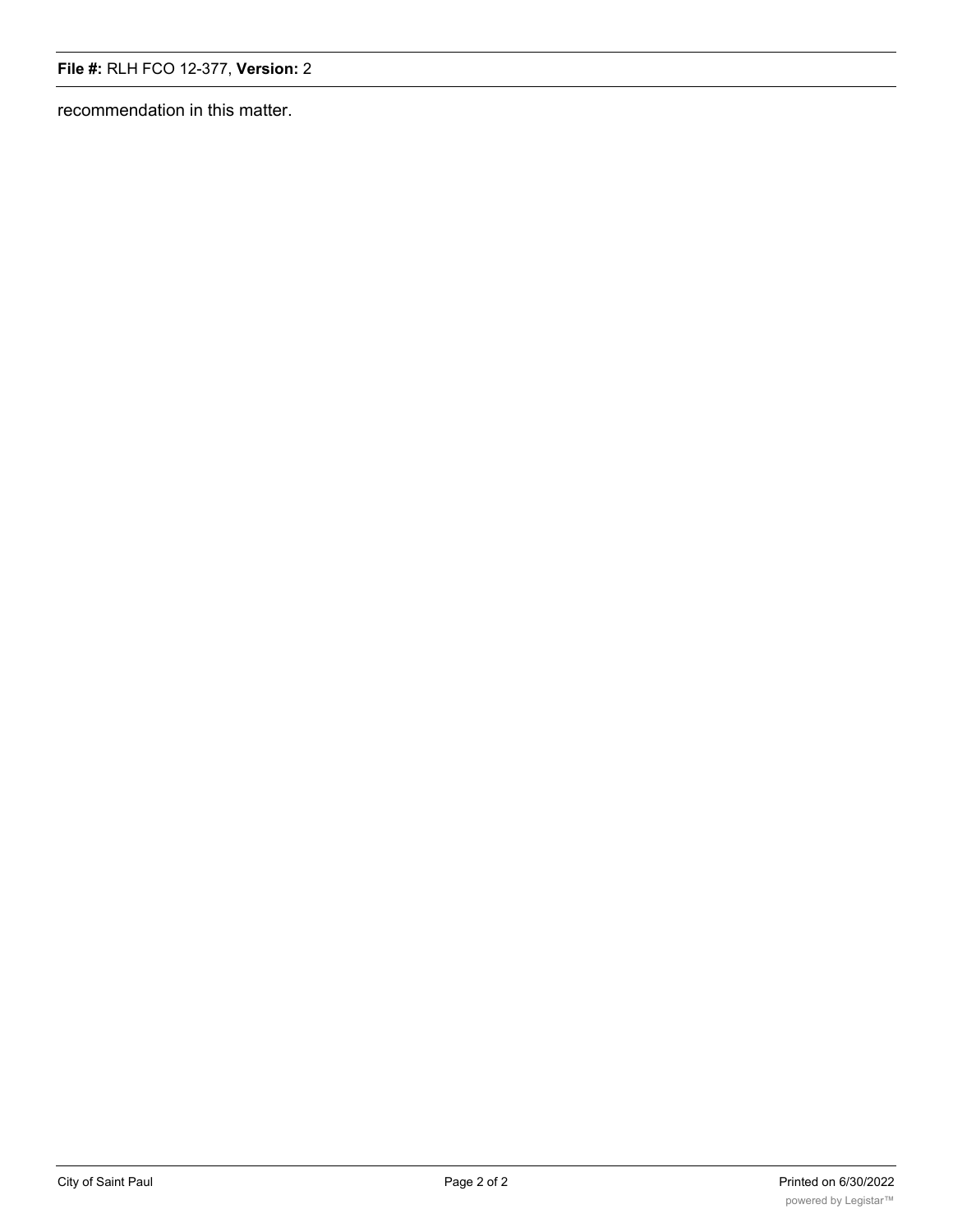recommendation in this matter.